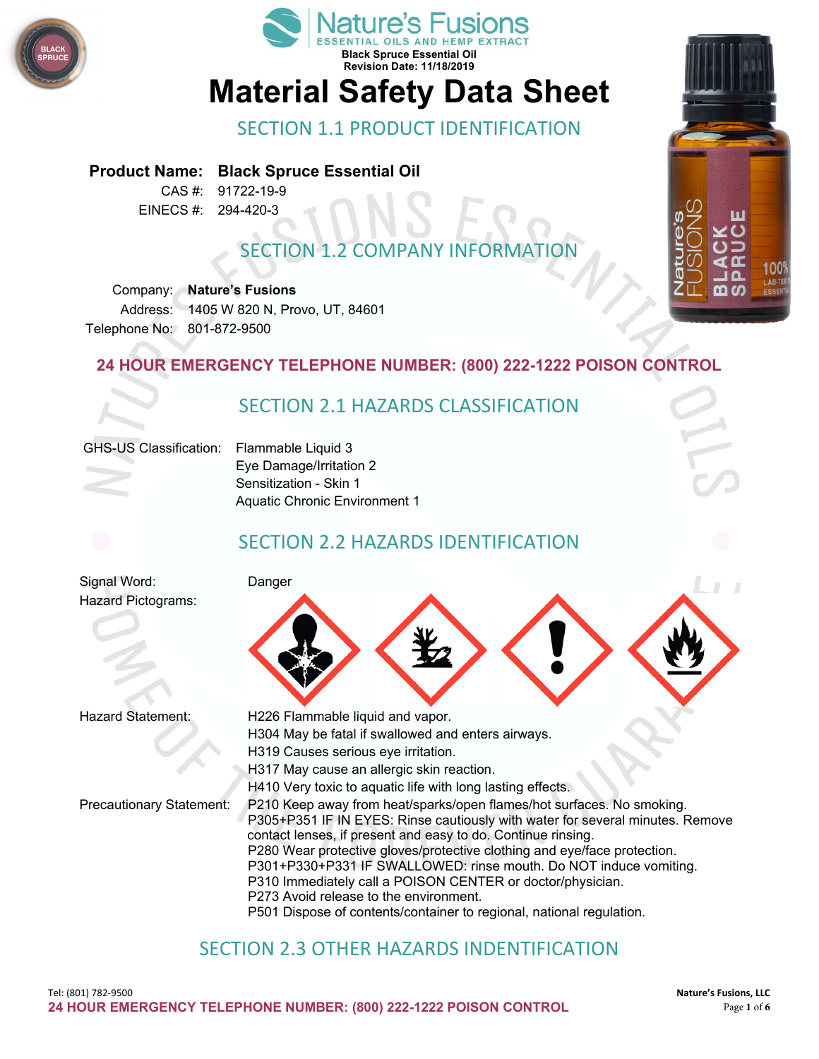Nature's Fusions
ESSENTIAL OILS AND HEMP EXTRACT

**Black Spruce Essential Oil**
**Revision Date: 11/18/2019**

# Material Safety Data Sheet

## SECTION 1.1 PRODUCT IDENTIFICATION

**Product Name:** **Black Spruce Essential Oil**
CAS #: 91722-19-9
EINECS #: 294-420-3

## SECTION 1.2 COMPANY INFORMATION

Company: **Nature's Fusions**
Address: 1405 W 820 N, Provo, UT, 84601
Telephone No: 801-872-9500

**24 HOUR EMERGENCY TELEPHONE NUMBER: (800) 222-1222 POISON CONTROL**

## SECTION 2.1 HAZARDS CLASSIFICATION

GHS-US Classification:
- Flammable Liquid 3
- Eye Damage/Irritation 2
- Sensitization - Skin 1
- Aquatic Chronic Environment 1

## SECTION 2.2 HAZARDS IDENTIFICATION

Signal Word: Danger

Hazard Pictograms:

Hazard Statement:
- H226 Flammable liquid and vapor.
- H304 May be fatal if swallowed and enters airways.
- H319 Causes serious eye irritation.
- H317 May cause an allergic skin reaction.
- H410 Very toxic to aquatic life with long lasting effects.

Precautionary Statement:
- P210 Keep away from heat/sparks/open flames/hot surfaces. No smoking.
- P305+P351 IF IN EYES: Rinse cautiously with water for several minutes. Remove contact lenses, if present and easy to do. Continue rinsing.
- P280 Wear protective gloves/protective clothing and eye/face protection.
- P301+P330+P331 IF SWALLOWED: rinse mouth. Do NOT induce vomiting.
- P310 Immediately call a POISON CENTER or doctor/physician.
- P273 Avoid release to the environment.
- P501 Dispose of contents/container to regional, national regulation.

## SECTION 2.3 OTHER HAZARDS INDENTIFICATION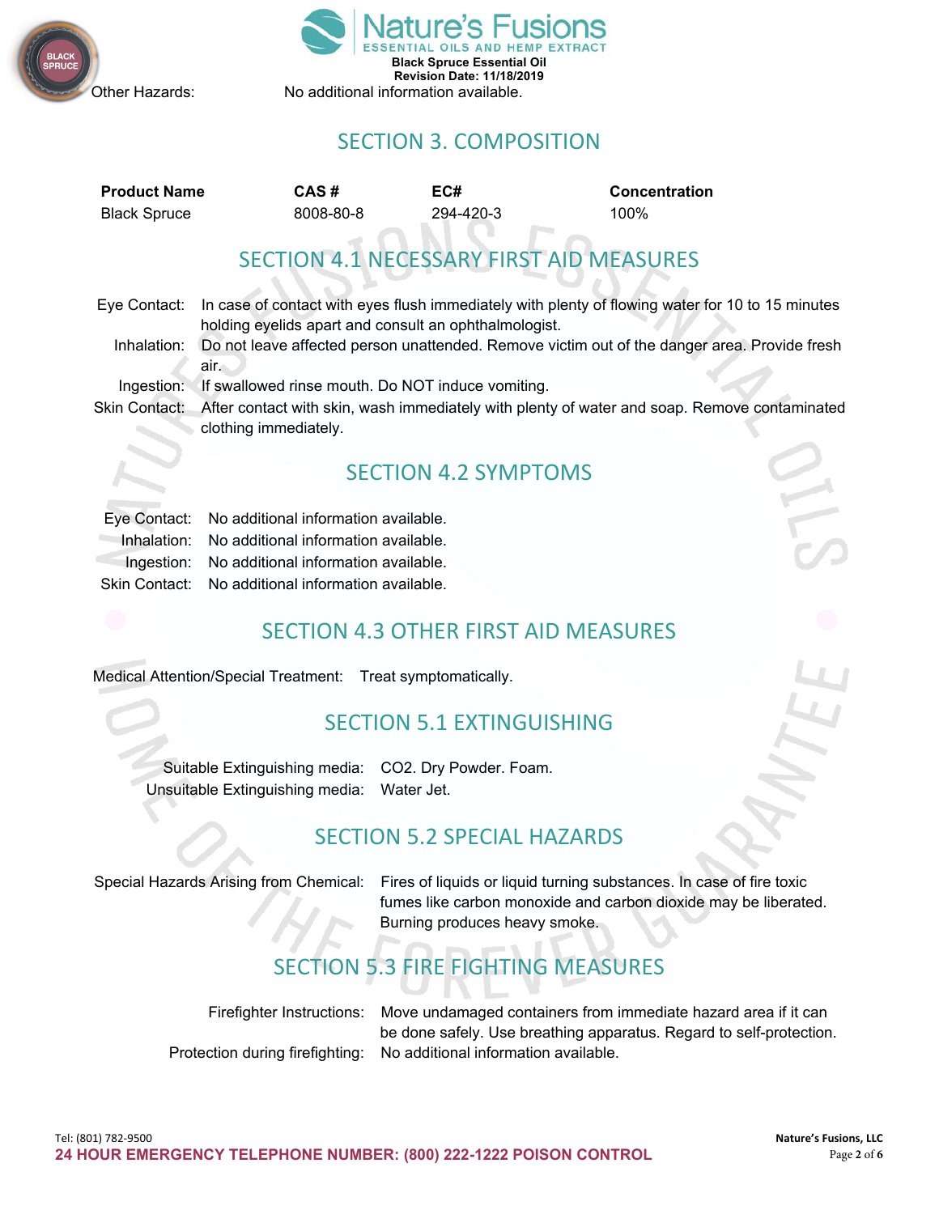Other Hazards: No additional information available.

## SECTION 3. COMPOSITION

| Product Name | CAS # | EC# | Concentration |
|---|---|---|---|
| Black Spruce | 8008-80-8 | 294-420-3 | 100% |

## SECTION 4.1 NECESSARY FIRST AID MEASURES

Eye Contact: In case of contact with eyes flush immediately with plenty of flowing water for 10 to 15 minutes holding eyelids apart and consult an ophthalmologist.

Inhalation: Do not leave affected person unattended. Remove victim out of the danger area. Provide fresh air.

Ingestion: If swallowed rinse mouth. Do NOT induce vomiting.

Skin Contact: After contact with skin, wash immediately with plenty of water and soap. Remove contaminated clothing immediately.

## SECTION 4.2 SYMPTOMS

Eye Contact: No additional information available.

Inhalation: No additional information available.

Ingestion: No additional information available.

Skin Contact: No additional information available.

## SECTION 4.3 OTHER FIRST AID MEASURES

Medical Attention/Special Treatment: Treat symptomatically.

## SECTION 5.1 EXTINGUISHING

Suitable Extinguishing media: $CO_2$. Dry Powder. Foam.

Unsuitable Extinguishing media: Water Jet.

## SECTION 5.2 SPECIAL HAZARDS

Special Hazards Arising from Chemical: Fires of liquids or liquid turning substances. In case of fire toxic fumes like carbon monoxide and carbon dioxide may be liberated. Burning produces heavy smoke.

## SECTION 5.3 FIRE FIGHTING MEASURES

Firefighter Instructions: Move undamaged containers from immediate hazard area if it can be done safely. Use breathing apparatus. Regard to self-protection.

Protection during firefighting: No additional information available.

Tel: (801) 782-9500

**24 HOUR EMERGENCY TELEPHONE NUMBER: (800) 222-1222 POISON CONTROL**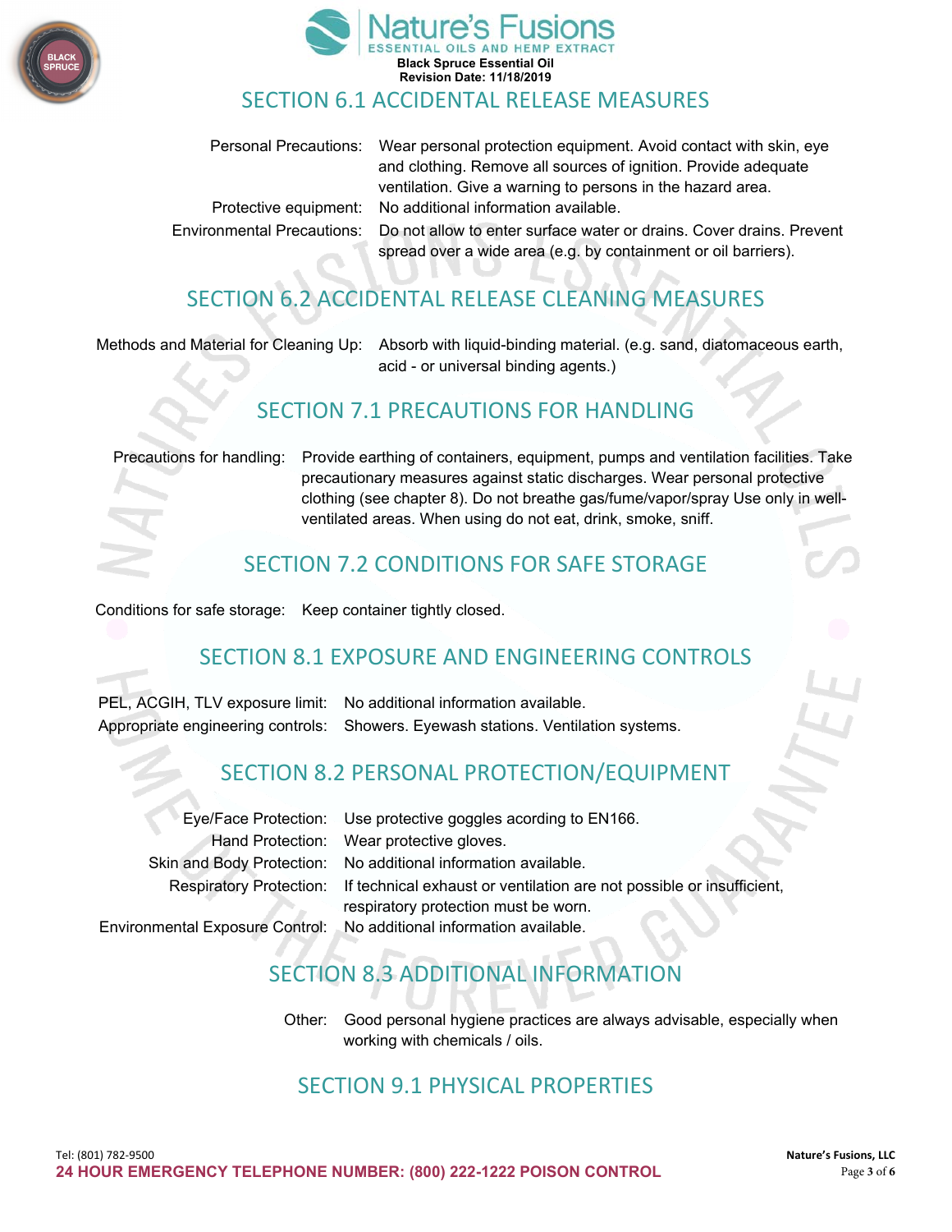## SECTION 6.1 ACCIDENTAL RELEASE MEASURES

| | |
|---|---|
| Personal Precautions: | Wear personal protection equipment. Avoid contact with skin, eye and clothing. Remove all sources of ignition. Provide adequate ventilation. Give a warning to persons in the hazard area. |
| Protective equipment: | No additional information available. |
| Environmental Precautions: | Do not allow to enter surface water or drains. Cover drains. Prevent spread over a wide area (e.g. by containment or oil barriers). |

## SECTION 6.2 ACCIDENTAL RELEASE CLEANING MEASURES

| | |
|---|---|
| Methods and Material for Cleaning Up: | Absorb with liquid-binding material. (e.g. sand, diatomaceous earth, acid - or universal binding agents.) |

## SECTION 7.1 PRECAUTIONS FOR HANDLING

| | |
|---|---|
| Precautions for handling: | Provide earthing of containers, equipment, pumps and ventilation facilities. Take precautionary measures against static discharges. Wear personal protective clothing (see chapter 8). Do not breathe gas/fume/vapor/spray Use only in well-ventilated areas. When using do not eat, drink, smoke, sniff. |

## SECTION 7.2 CONDITIONS FOR SAFE STORAGE

| | |
|---|---|
| Conditions for safe storage: | Keep container tightly closed. |

## SECTION 8.1 EXPOSURE AND ENGINEERING CONTROLS

| | |
|---|---|
| PEL, ACGIH, TLV exposure limit: | No additional information available. |
| Appropriate engineering controls: | Showers. Eyewash stations. Ventilation systems. |

## SECTION 8.2 PERSONAL PROTECTION/EQUIPMENT

| | |
|---|---|
| Eye/Face Protection: | Use protective goggles acording to EN166. |
| Hand Protection: | Wear protective gloves. |
| Skin and Body Protection: | No additional information available. |
| Respiratory Protection: | If technical exhaust or ventilation are not possible or insufficient, respiratory protection must be worn. |
| Environmental Exposure Control: | No additional information available. |

## SECTION 8.3 ADDITIONAL INFORMATION

| | |
|---|---|
| Other: | Good personal hygiene practices are always advisable, especially when working with chemicals / oils. |

## SECTION 9.1 PHYSICAL PROPERTIES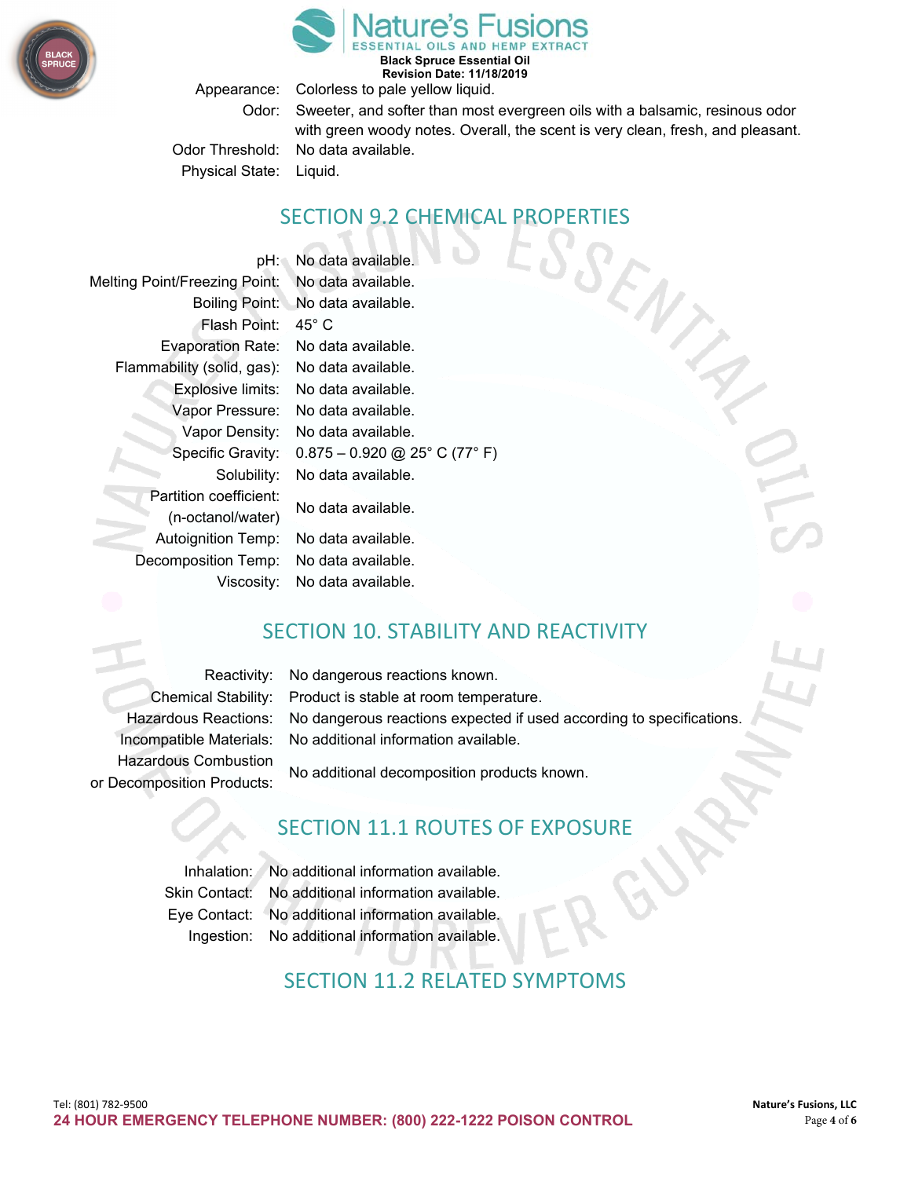| | |
|---|---|
| Appearance: | Colorless to pale yellow liquid. |
| Odor: | Sweeter, and softer than most evergreen oils with a balsamic, resinous odor with green woody notes. Overall, the scent is very clean, fresh, and pleasant. |
| Odor Threshold: | No data available. |
| Physical State: | Liquid. |

## SECTION 9.2 CHEMICAL PROPERTIES

| | |
|---|---|
| pH: | No data available. |
| Melting Point/Freezing Point: | No data available. |
| Boiling Point: | No data available. |
| Flash Point: | 45° C |
| Evaporation Rate: | No data available. |
| Flammability (solid, gas): | No data available. |
| Explosive limits: | No data available. |
| Vapor Pressure: | No data available. |
| Vapor Density: | No data available. |
| Specific Gravity: | 0.875 – 0.920 @ 25° C (77° F) |
| Solubility: | No data available. |
| Partition coefficient: (n-octanol/water) | No data available. |
| Autoignition Temp: | No data available. |
| Decomposition Temp: | No data available. |
| Viscosity: | No data available. |

## SECTION 10. STABILITY AND REACTIVITY

| | |
|---|---|
| Reactivity: | No dangerous reactions known. |
| Chemical Stability: | Product is stable at room temperature. |
| Hazardous Reactions: | No dangerous reactions expected if used according to specifications. |
| Incompatible Materials: | No additional information available. |
| Hazardous Combustion or Decomposition Products: | No additional decomposition products known. |

## SECTION 11.1 ROUTES OF EXPOSURE

| | |
|---|---|
| Inhalation: | No additional information available. |
| Skin Contact: | No additional information available. |
| Eye Contact: | No additional information available. |
| Ingestion: | No additional information available. |

## SECTION 11.2 RELATED SYMPTOMS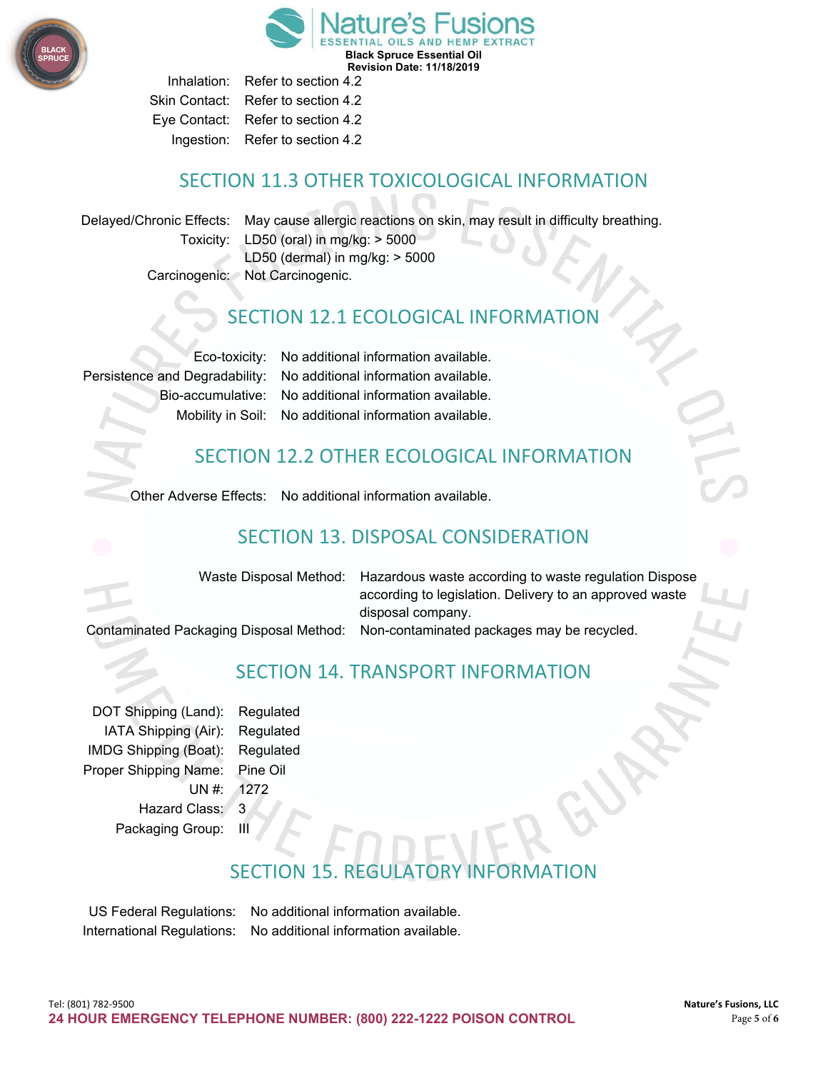Inhalation: Refer to section 4.2
Skin Contact: Refer to section 4.2
Eye Contact: Refer to section 4.2
Ingestion: Refer to section 4.2

## SECTION 11.3 OTHER TOXICOLOGICAL INFORMATION

Delayed/Chronic Effects: May cause allergic reactions on skin, may result in difficulty breathing.
Toxicity: LD50 (oral) in mg/kg: > 5000
LD50 (dermal) in mg/kg: > 5000
Carcinogenic: Not Carcinogenic.

## SECTION 12.1 ECOLOGICAL INFORMATION

Eco-toxicity: No additional information available.
Persistence and Degradability: No additional information available.
Bio-accumulative: No additional information available.
Mobility in Soil: No additional information available.

## SECTION 12.2 OTHER ECOLOGICAL INFORMATION

Other Adverse Effects: No additional information available.

## SECTION 13. DISPOSAL CONSIDERATION

Waste Disposal Method: Hazardous waste according to waste regulation Dispose according to legislation. Delivery to an approved waste disposal company.
Contaminated Packaging Disposal Method: Non-contaminated packages may be recycled.

## SECTION 14. TRANSPORT INFORMATION

DOT Shipping (Land): Regulated
IATA Shipping (Air): Regulated
IMDG Shipping (Boat): Regulated
Proper Shipping Name: Pine Oil
UN #: 1272
Hazard Class: 3
Packaging Group: III

## SECTION 15. REGULATORY INFORMATION

US Federal Regulations: No additional information available.
International Regulations: No additional information available.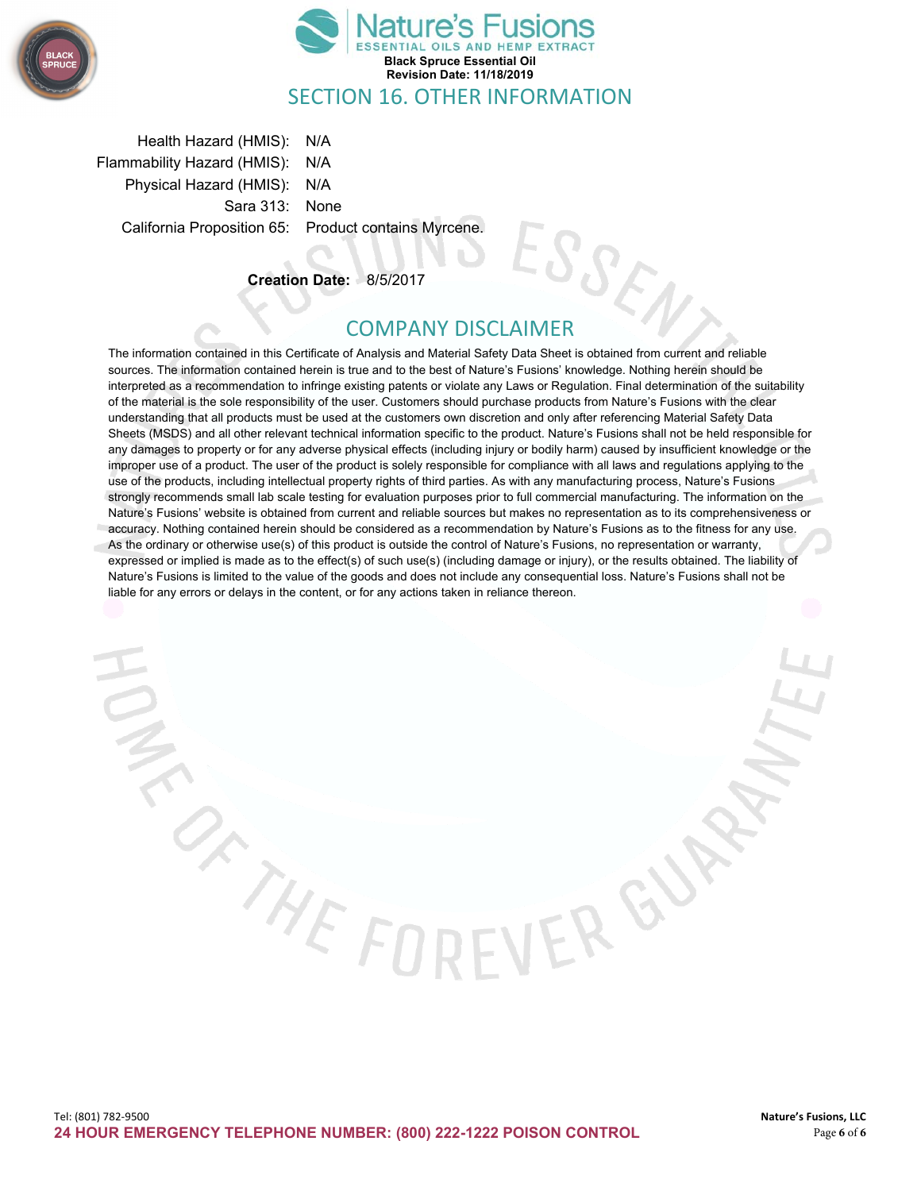## SECTION 16. OTHER INFORMATION

| | |
|---|---|
| Health Hazard (HMIS): | N/A |
| Flammability Hazard (HMIS): | N/A |
| Physical Hazard (HMIS): | N/A |
| Sara 313: | None |
| California Proposition 65: | Product contains Myrcene. |

**Creation Date:** 8/5/2017

## COMPANY DISCLAIMER

The information contained in this Certificate of Analysis and Material Safety Data Sheet is obtained from current and reliable sources. The information contained herein is true and to the best of Nature's Fusions' knowledge. Nothing herein should be interpreted as a recommendation to infringe existing patents or violate any Laws or Regulation. Final determination of the suitability of the material is the sole responsibility of the user. Customers should purchase products from Nature's Fusions with the clear understanding that all products must be used at the customers own discretion and only after referencing Material Safety Data Sheets (MSDS) and all other relevant technical information specific to the product. Nature's Fusions shall not be held responsible for any damages to property or for any adverse physical effects (including injury or bodily harm) caused by insufficient knowledge or the improper use of a product. The user of the product is solely responsible for compliance with all laws and regulations applying to the use of the products, including intellectual property rights of third parties. As with any manufacturing process, Nature's Fusions strongly recommends small lab scale testing for evaluation purposes prior to full commercial manufacturing. The information on the Nature's Fusions' website is obtained from current and reliable sources but makes no representation as to its comprehensiveness or accuracy. Nothing contained herein should be considered as a recommendation by Nature's Fusions as to the fitness for any use. As the ordinary or otherwise use(s) of this product is outside the control of Nature's Fusions, no representation or warranty, expressed or implied is made as to the effect(s) of such use(s) (including damage or injury), or the results obtained. The liability of Nature's Fusions is limited to the value of the goods and does not include any consequential loss. Nature's Fusions shall not be liable for any errors or delays in the content, or for any actions taken in reliance thereon.